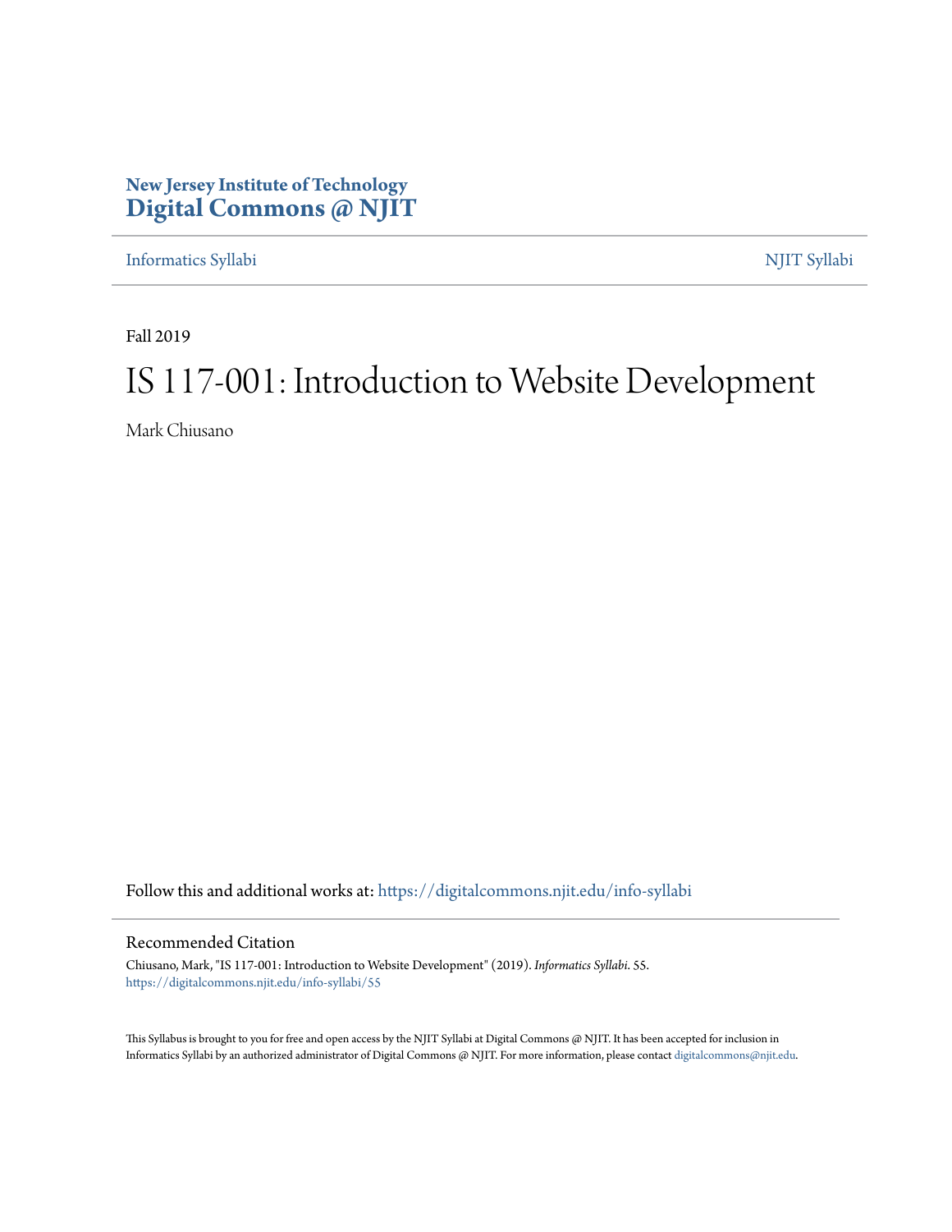New Jersey Institute of Technology
**Digital Commons @ NJIT**

Informatics Syllabi | NJIT Syllabi

Fall 2019

# IS 117-001: Introduction to Website Development

Mark Chiusano

Follow this and additional works at: https://digitalcommons.njit.edu/info-syllabi

## Recommended Citation

Chiusano, Mark, "IS 117-001: Introduction to Website Development" (2019). *Informatics Syllabi*. 55.
https://digitalcommons.njit.edu/info-syllabi/55

This Syllabus is brought to you for free and open access by the NJIT Syllabi at Digital Commons @ NJIT. It has been accepted for inclusion in Informatics Syllabi by an authorized administrator of Digital Commons @ NJIT. For more information, please contact digitalcommons@njit.edu.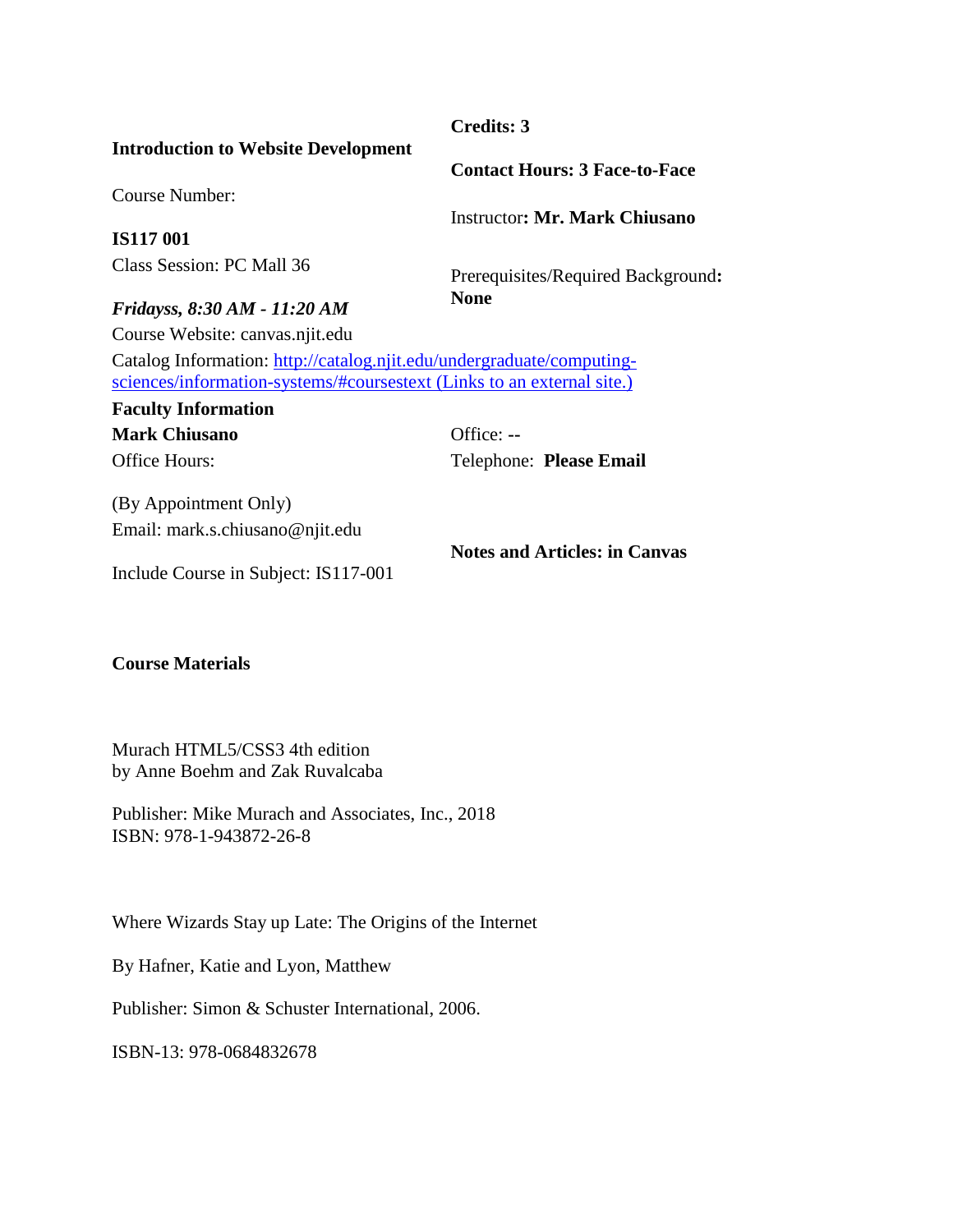**Introduction to Website Development**

Course Number:

**IS117 001**

Class Session: PC Mall 36

***Fridayss, 8:30 AM - 11:20 AM***

**Credits: 3**

**Contact Hours: 3 Face-to-Face**

Instructor**: Mr. Mark Chiusano**

Prerequisites/Required Background**: None**

Course Website: canvas.njit.edu

Catalog Information: [http://catalog.njit.edu/undergraduate/computing-sciences/information-systems/#coursestext (Links to an external site.)](http://catalog.njit.edu/undergraduate/computing-sciences/information-systems/#coursestext)

**Faculty Information**

**Mark Chiusano**

Office Hours:

(By Appointment Only)

Email: mark.s.chiusano@njit.edu

Include Course in Subject: IS117-001

Office: --

Telephone: **Please Email**

**Notes and Articles: in Canvas**

**Course Materials**

Murach HTML5/CSS3 4th edition
by Anne Boehm and Zak Ruvalcaba

Publisher: Mike Murach and Associates, Inc., 2018
ISBN: 978-1-943872-26-8

Where Wizards Stay up Late: The Origins of the Internet

By Hafner, Katie and Lyon, Matthew

Publisher: Simon & Schuster International, 2006.

ISBN-13: 978-0684832678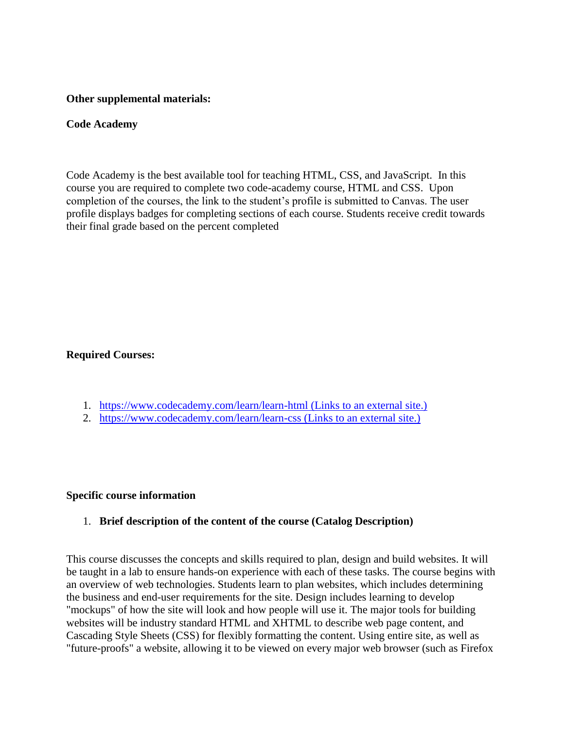**Other supplemental materials:**

**Code Academy**

Code Academy is the best available tool for teaching HTML, CSS, and JavaScript. In this course you are required to complete two code-academy course, HTML and CSS. Upon completion of the courses, the link to the student's profile is submitted to Canvas. The user profile displays badges for completing sections of each course. Students receive credit towards their final grade based on the percent completed

**Required Courses:**

1. [https://www.codecademy.com/learn/learn-html (Links to an external site.)](https://www.codecademy.com/learn/learn-html)
2. [https://www.codecademy.com/learn/learn-css (Links to an external site.)](https://www.codecademy.com/learn/learn-css)

**Specific course information**

1. **Brief description of the content of the course (Catalog Description)**

This course discusses the concepts and skills required to plan, design and build websites. It will be taught in a lab to ensure hands-on experience with each of these tasks. The course begins with an overview of web technologies. Students learn to plan websites, which includes determining the business and end-user requirements for the site. Design includes learning to develop "mockups" of how the site will look and how people will use it. The major tools for building websites will be industry standard HTML and XHTML to describe web page content, and Cascading Style Sheets (CSS) for flexibly formatting the content. Using entire site, as well as "future-proofs" a website, allowing it to be viewed on every major web browser (such as Firefox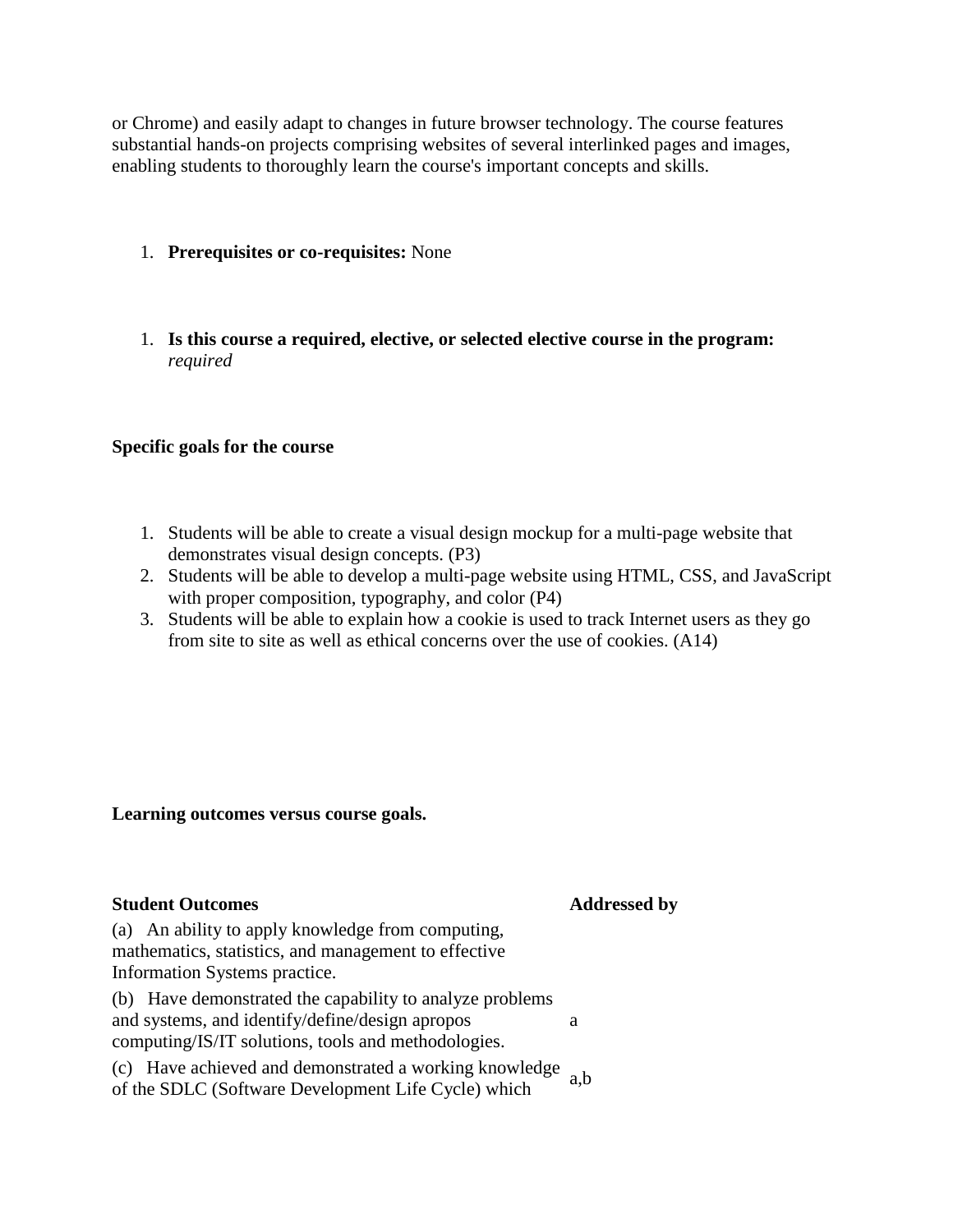or Chrome) and easily adapt to changes in future browser technology. The course features substantial hands-on projects comprising websites of several interlinked pages and images, enabling students to thoroughly learn the course's important concepts and skills.

1. **Prerequisites or co-requisites:** None

1. **Is this course a required, elective, or selected elective course in the program:** *required*

**Specific goals for the course**

1. Students will be able to create a visual design mockup for a multi-page website that demonstrates visual design concepts. (P3)
2. Students will be able to develop a multi-page website using HTML, CSS, and JavaScript with proper composition, typography, and color (P4)
3. Students will be able to explain how a cookie is used to track Internet users as they go from site to site as well as ethical concerns over the use of cookies. (A14)

**Learning outcomes versus course goals.**

| **Student Outcomes** | **Addressed by** |
| --- | --- |
| (a) An ability to apply knowledge from computing, mathematics, statistics, and management to effective Information Systems practice. | |
| (b) Have demonstrated the capability to analyze problems and systems, and identify/define/design apropos computing/IS/IT solutions, tools and methodologies. | a |
| (c) Have achieved and demonstrated a working knowledge of the SDLC (Software Development Life Cycle) which | a,b |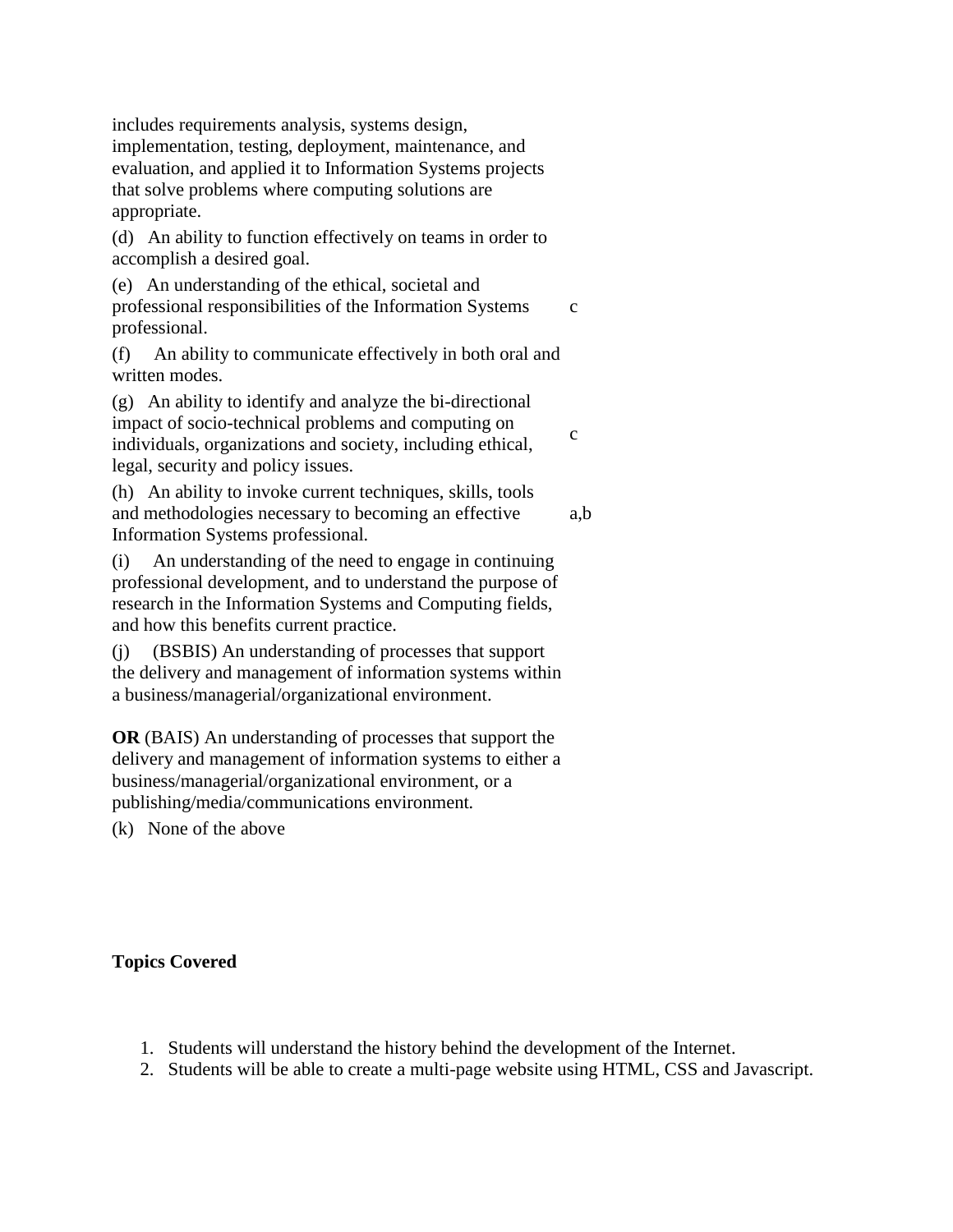| | |
|---|---|
| includes requirements analysis, systems design, implementation, testing, deployment, maintenance, and evaluation, and applied it to Information Systems projects that solve problems where computing solutions are appropriate. | |
| (d) An ability to function effectively on teams in order to accomplish a desired goal. | |
| (e) An understanding of the ethical, societal and professional responsibilities of the Information Systems professional. | c |
| (f) An ability to communicate effectively in both oral and written modes. | |
| (g) An ability to identify and analyze the bi-directional impact of socio-technical problems and computing on individuals, organizations and society, including ethical, legal, security and policy issues. | c |
| (h) An ability to invoke current techniques, skills, tools and methodologies necessary to becoming an effective Information Systems professional. | a,b |
| (i) An understanding of the need to engage in continuing professional development, and to understand the purpose of research in the Information Systems and Computing fields, and how this benefits current practice. | |
| (j) (BSBIS) An understanding of processes that support the delivery and management of information systems within a business/managerial/organizational environment.<br><br>**OR** (BAIS) An understanding of processes that support the delivery and management of information systems to either a business/managerial/organizational environment, or a publishing/media/communications environment. | |
| (k) None of the above | |

**Topics Covered**

1. Students will understand the history behind the development of the Internet.
2. Students will be able to create a multi-page website using HTML, CSS and Javascript.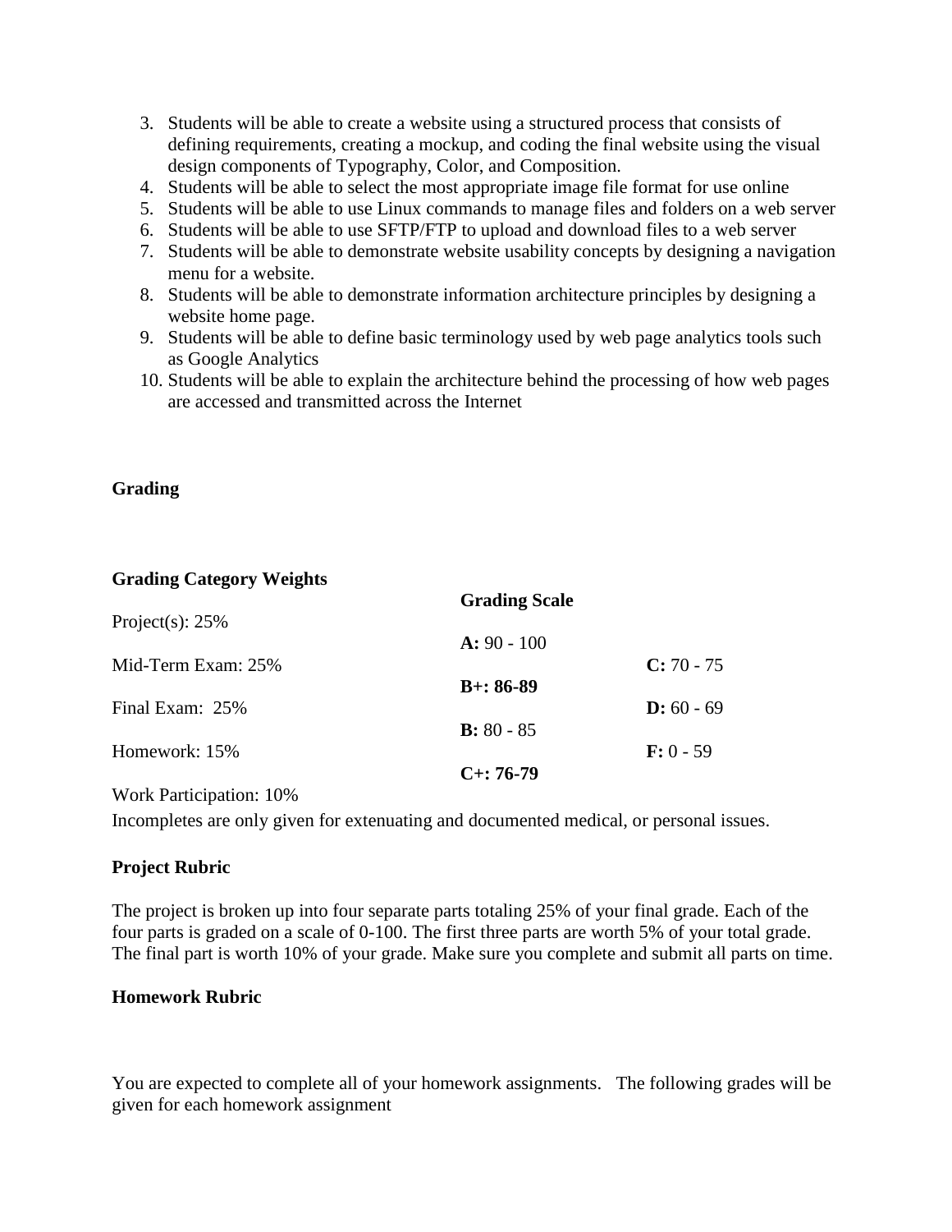3. Students will be able to create a website using a structured process that consists of defining requirements, creating a mockup, and coding the final website using the visual design components of Typography, Color, and Composition.
4. Students will be able to select the most appropriate image file format for use online
5. Students will be able to use Linux commands to manage files and folders on a web server
6. Students will be able to use SFTP/FTP to upload and download files to a web server
7. Students will be able to demonstrate website usability concepts by designing a navigation menu for a website.
8. Students will be able to demonstrate information architecture principles by designing a website home page.
9. Students will be able to define basic terminology used by web page analytics tools such as Google Analytics
10. Students will be able to explain the architecture behind the processing of how web pages are accessed and transmitted across the Internet

**Grading**

**Grading Category Weights**

Project(s): 25%

Mid-Term Exam: 25%

Final Exam: 25%

Homework: 15%

Work Participation: 10%

**Grading Scale**

**A:** 90 - 100

**B+: 86-89**

**B:** 80 - 85

**C+: 76-79**

**C:** 70 - 75

**D:** 60 - 69

**F:** 0 - 59

Incompletes are only given for extenuating and documented medical, or personal issues.

**Project Rubric**

The project is broken up into four separate parts totaling 25% of your final grade. Each of the four parts is graded on a scale of 0-100. The first three parts are worth 5% of your total grade. The final part is worth 10% of your grade. Make sure you complete and submit all parts on time.

**Homework Rubric**

You are expected to complete all of your homework assignments. The following grades will be given for each homework assignment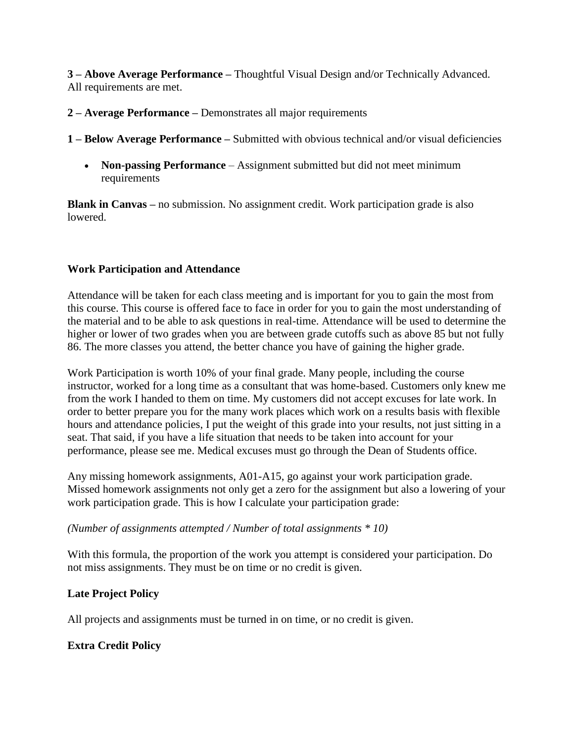**3 – Above Average Performance –** Thoughtful Visual Design and/or Technically Advanced. All requirements are met.

**2 – Average Performance –** Demonstrates all major requirements

**1 – Below Average Performance –** Submitted with obvious technical and/or visual deficiencies

- **Non-passing Performance** – Assignment submitted but did not meet minimum requirements

**Blank in Canvas –** no submission. No assignment credit. Work participation grade is also lowered.

### Work Participation and Attendance

Attendance will be taken for each class meeting and is important for you to gain the most from this course. This course is offered face to face in order for you to gain the most understanding of the material and to be able to ask questions in real-time. Attendance will be used to determine the higher or lower of two grades when you are between grade cutoffs such as above 85 but not fully 86. The more classes you attend, the better chance you have of gaining the higher grade.

Work Participation is worth 10% of your final grade. Many people, including the course instructor, worked for a long time as a consultant that was home-based. Customers only knew me from the work I handed to them on time. My customers did not accept excuses for late work. In order to better prepare you for the many work places which work on a results basis with flexible hours and attendance policies, I put the weight of this grade into your results, not just sitting in a seat. That said, if you have a life situation that needs to be taken into account for your performance, please see me. Medical excuses must go through the Dean of Students office.

Any missing homework assignments, A01-A15, go against your work participation grade. Missed homework assignments not only get a zero for the assignment but also a lowering of your work participation grade. This is how I calculate your participation grade:

*(Number of assignments attempted / Number of total assignments * 10)*

With this formula, the proportion of the work you attempt is considered your participation. Do not miss assignments. They must be on time or no credit is given.

### Late Project Policy

All projects and assignments must be turned in on time, or no credit is given.

### Extra Credit Policy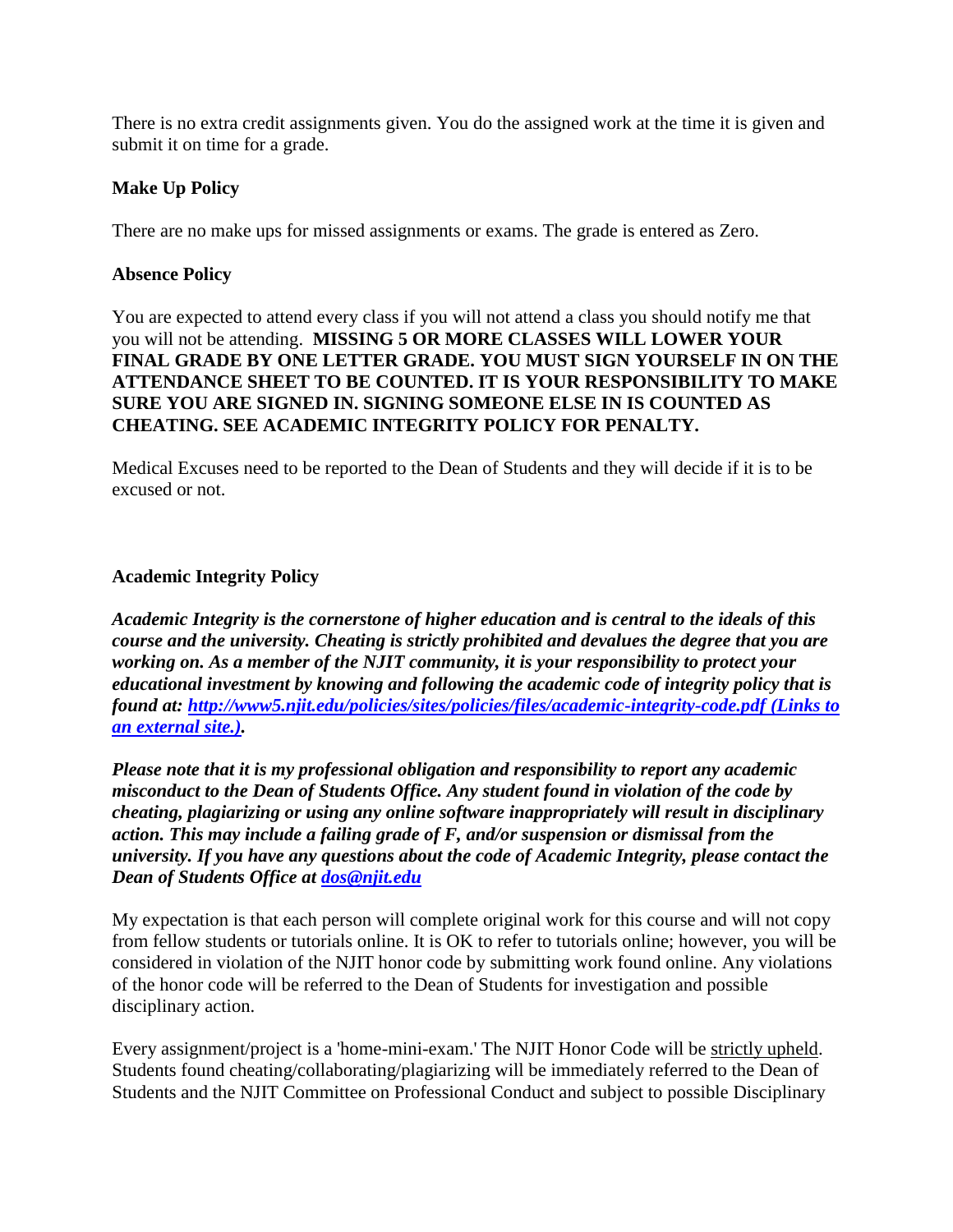There is no extra credit assignments given. You do the assigned work at the time it is given and submit it on time for a grade.

**Make Up Policy**

There are no make ups for missed assignments or exams. The grade is entered as Zero.

**Absence Policy**

You are expected to attend every class if you will not attend a class you should notify me that you will not be attending. **MISSING 5 OR MORE CLASSES WILL LOWER YOUR FINAL GRADE BY ONE LETTER GRADE. YOU MUST SIGN YOURSELF IN ON THE ATTENDANCE SHEET TO BE COUNTED. IT IS YOUR RESPONSIBILITY TO MAKE SURE YOU ARE SIGNED IN. SIGNING SOMEONE ELSE IN IS COUNTED AS CHEATING. SEE ACADEMIC INTEGRITY POLICY FOR PENALTY.**

Medical Excuses need to be reported to the Dean of Students and they will decide if it is to be excused or not.

**Academic Integrity Policy**

***Academic Integrity is the cornerstone of higher education and is central to the ideals of this course and the university. Cheating is strictly prohibited and devalues the degree that you are working on. As a member of the NJIT community, it is your responsibility to protect your educational investment by knowing and following the academic code of integrity policy that is found at: [http://www5.njit.edu/policies/sites/policies/files/academic-integrity-code.pdf (Links to an external site.)](http://www5.njit.edu/policies/sites/policies/files/academic-integrity-code.pdf).***

***Please note that it is my professional obligation and responsibility to report any academic misconduct to the Dean of Students Office. Any student found in violation of the code by cheating, plagiarizing or using any online software inappropriately will result in disciplinary action. This may include a failing grade of F, and/or suspension or dismissal from the university. If you have any questions about the code of Academic Integrity, please contact the Dean of Students Office at [dos@njit.edu](mailto:dos@njit.edu)***

My expectation is that each person will complete original work for this course and will not copy from fellow students or tutorials online. It is OK to refer to tutorials online; however, you will be considered in violation of the NJIT honor code by submitting work found online. Any violations of the honor code will be referred to the Dean of Students for investigation and possible disciplinary action.

Every assignment/project is a 'home-mini-exam.' The NJIT Honor Code will be strictly upheld. Students found cheating/collaborating/plagiarizing will be immediately referred to the Dean of Students and the NJIT Committee on Professional Conduct and subject to possible Disciplinary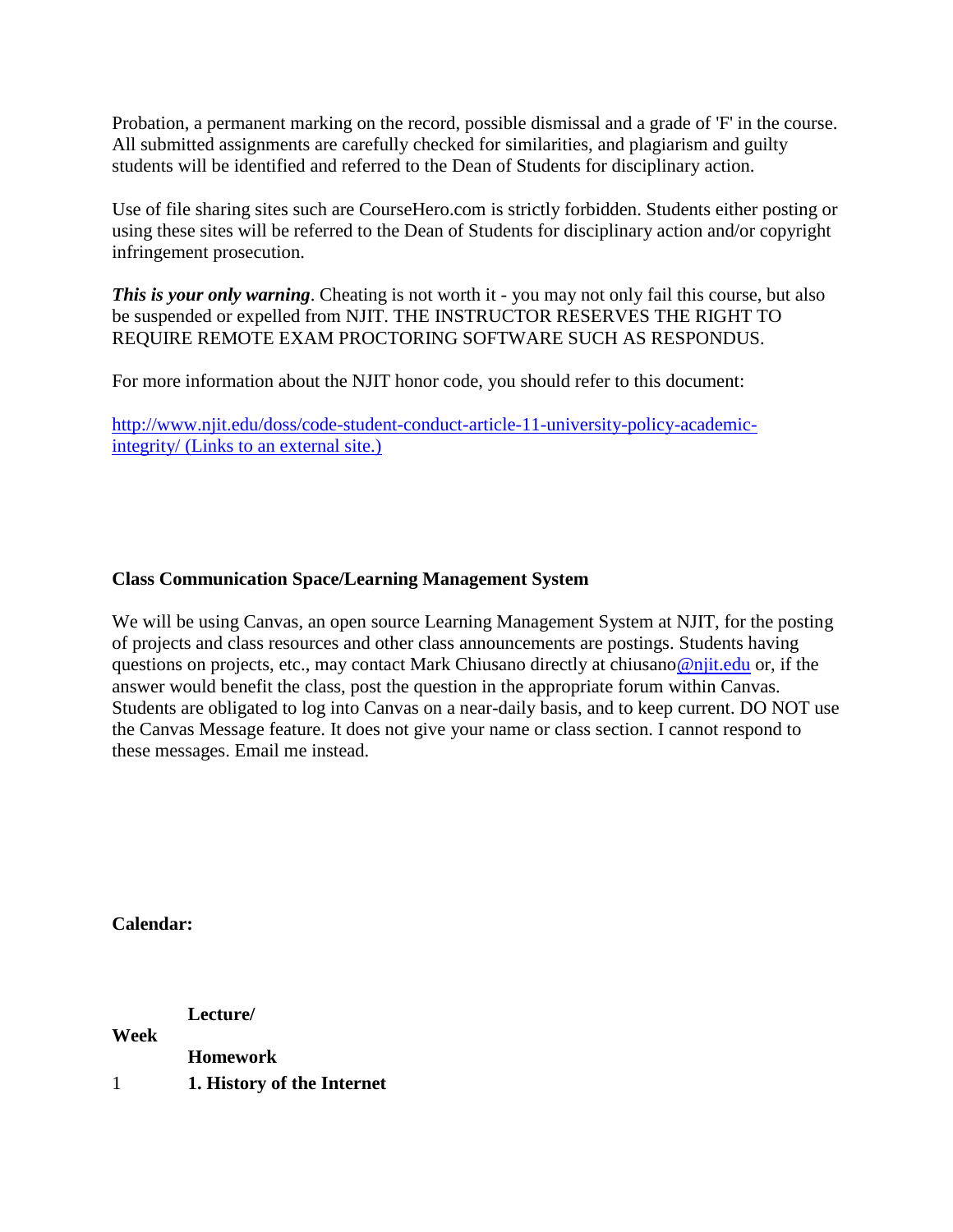Probation, a permanent marking on the record, possible dismissal and a grade of 'F' in the course. All submitted assignments are carefully checked for similarities, and plagiarism and guilty students will be identified and referred to the Dean of Students for disciplinary action.

Use of file sharing sites such are CourseHero.com is strictly forbidden. Students either posting or using these sites will be referred to the Dean of Students for disciplinary action and/or copyright infringement prosecution.

***This is your only warning***. Cheating is not worth it - you may not only fail this course, but also be suspended or expelled from NJIT. THE INSTRUCTOR RESERVES THE RIGHT TO REQUIRE REMOTE EXAM PROCTORING SOFTWARE SUCH AS RESPONDUS.

For more information about the NJIT honor code, you should refer to this document:

[http://www.njit.edu/doss/code-student-conduct-article-11-university-policy-academic-integrity/ (Links to an external site.)](http://www.njit.edu/doss/code-student-conduct-article-11-university-policy-academic-integrity/)

**Class Communication Space/Learning Management System**

We will be using Canvas, an open source Learning Management System at NJIT, for the posting of projects and class resources and other class announcements are postings. Students having questions on projects, etc., may contact Mark Chiusano directly at chiusano@njit.edu or, if the answer would benefit the class, post the question in the appropriate forum within Canvas. Students are obligated to log into Canvas on a near-daily basis, and to keep current. DO NOT use the Canvas Message feature. It does not give your name or class section. I cannot respond to these messages. Email me instead.

**Calendar:**

| **Week** | **Lecture/ Homework** |
|---|---|
| 1 | **1. History of the Internet** |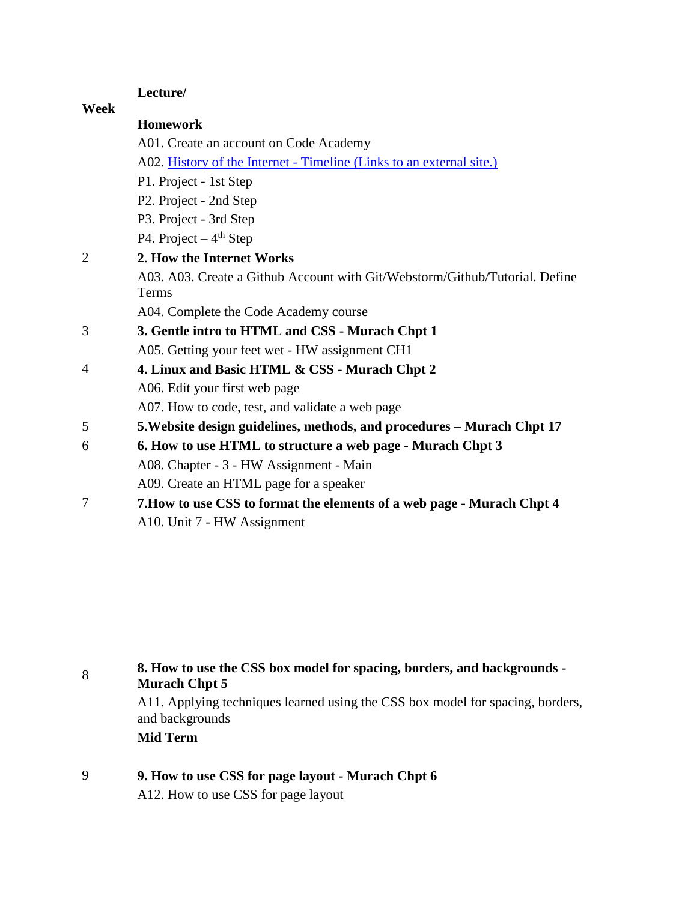| Week | Lecture/ Homework |
| --- | --- |
| | A01. Create an account on Code Academy |
| | A02. [History of the Internet - Timeline (Links to an external site.)]() |
| | P1. Project - 1st Step |
| | P2. Project - 2nd Step |
| | P3. Project - 3rd Step |
| | P4. Project – 4th Step |
| 2 | **2. How the Internet Works** |
| | A03. A03. Create a Github Account with Git/Webstorm/Github/Tutorial. Define Terms |
| | A04. Complete the Code Academy course |
| 3 | **3. Gentle intro to HTML and CSS - Murach Chpt 1** |
| | A05. Getting your feet wet - HW assignment CH1 |
| 4 | **4. Linux and Basic HTML & CSS - Murach Chpt 2** |
| | A06. Edit your first web page |
| | A07. How to code, test, and validate a web page |
| 5 | **5.Website design guidelines, methods, and procedures – Murach Chpt 17** |
| 6 | **6. How to use HTML to structure a web page - Murach Chpt 3** |
| | A08. Chapter - 3 - HW Assignment - Main |
| | A09. Create an HTML page for a speaker |
| 7 | **7.How to use CSS to format the elements of a web page - Murach Chpt 4** |
| | A10. Unit 7 - HW Assignment |
| 8 | **8. How to use the CSS box model for spacing, borders, and backgrounds - Murach Chpt 5** |
| | A11. Applying techniques learned using the CSS box model for spacing, borders, and backgrounds |
| | **Mid Term** |
| 9 | **9. How to use CSS for page layout - Murach Chpt 6** |
| | A12. How to use CSS for page layout |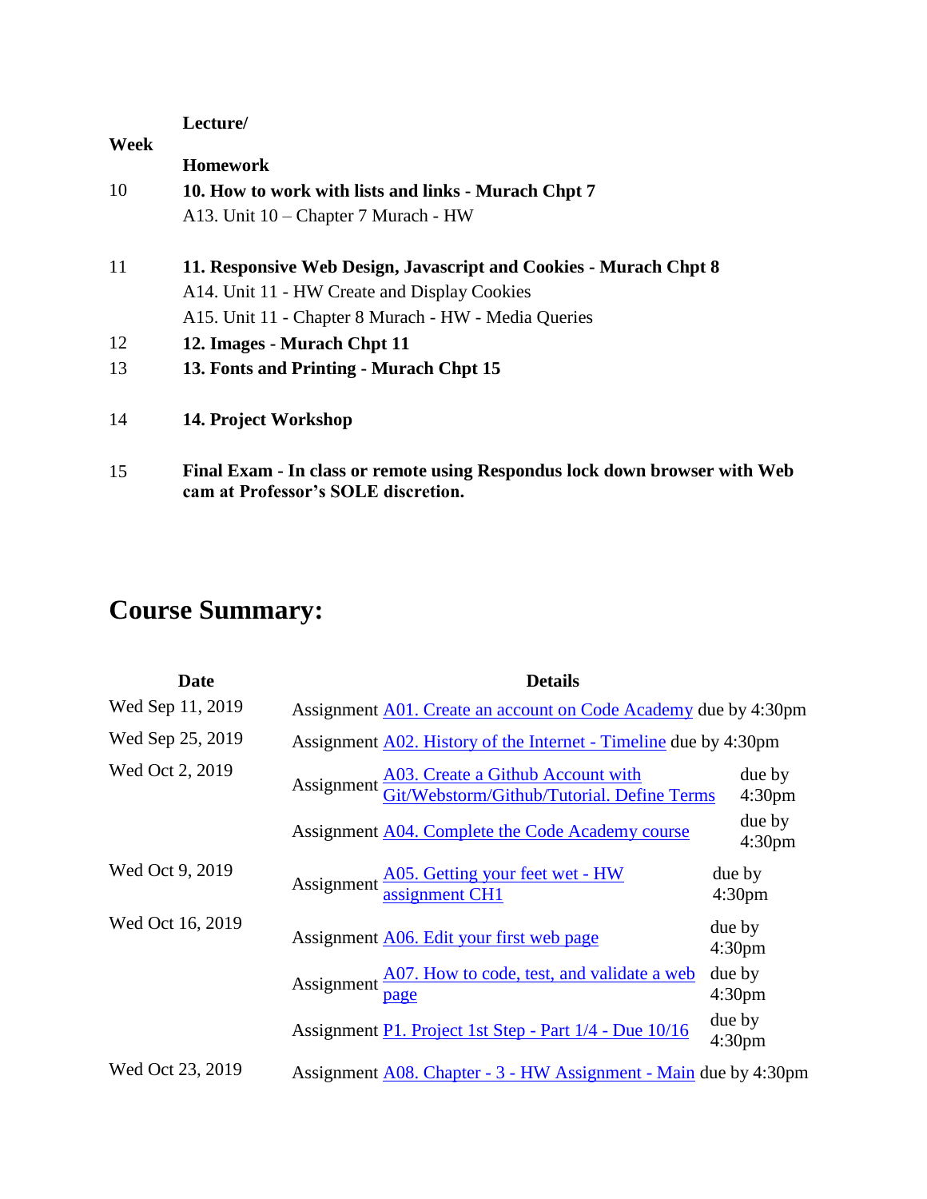| Week | Lecture/ Homework |
|---|---|
| 10 | **10. How to work with lists and links - Murach Chpt 7** |
| | A13. Unit 10 – Chapter 7 Murach - HW |
| 11 | **11. Responsive Web Design, Javascript and Cookies - Murach Chpt 8** |
| | A14. Unit 11 - HW Create and Display Cookies |
| | A15. Unit 11 - Chapter 8 Murach - HW - Media Queries |
| 12 | **12. Images - Murach Chpt 11** |
| 13 | **13. Fonts and Printing - Murach Chpt 15** |
| 14 | **14. Project Workshop** |
| 15 | **Final Exam - In class or remote using Respondus lock down browser with Web cam at Professor's SOLE discretion.** |

# Course Summary:

| Date | Details | |
|---|---|---|
| Wed Sep 11, 2019 | Assignment A01. Create an account on Code Academy | due by 4:30pm |
| Wed Sep 25, 2019 | Assignment A02. History of the Internet - Timeline | due by 4:30pm |
| Wed Oct 2, 2019 | Assignment A03. Create a Github Account with Git/Webstorm/Github/Tutorial. Define Terms | due by 4:30pm |
| | Assignment A04. Complete the Code Academy course | due by 4:30pm |
| Wed Oct 9, 2019 | Assignment A05. Getting your feet wet - HW assignment CH1 | due by 4:30pm |
| Wed Oct 16, 2019 | Assignment A06. Edit your first web page | due by 4:30pm |
| | Assignment A07. How to code, test, and validate a web page | due by 4:30pm |
| | Assignment P1. Project 1st Step - Part 1/4 - Due 10/16 | due by 4:30pm |
| Wed Oct 23, 2019 | Assignment A08. Chapter - 3 - HW Assignment - Main | due by 4:30pm |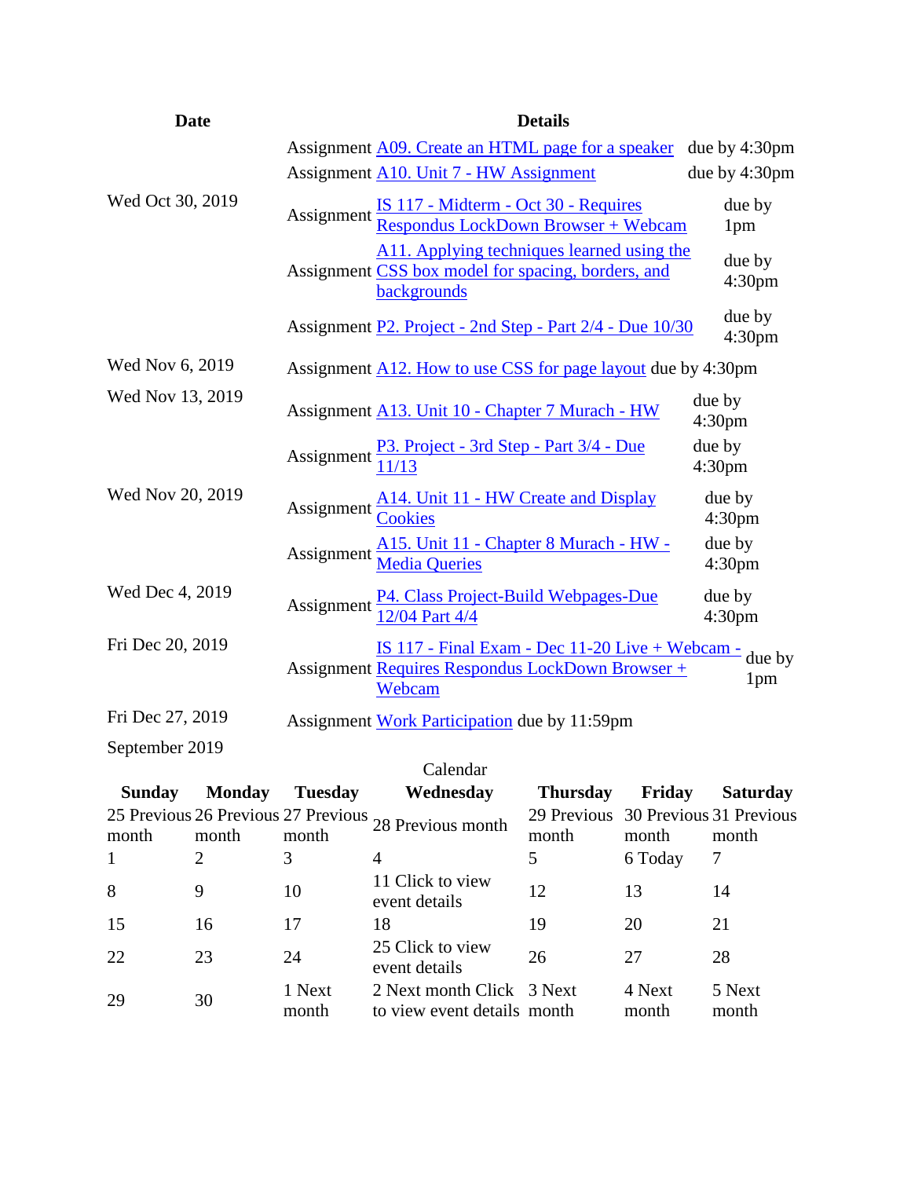| Date | Details | |
| --- | --- | --- |
| | Assignment A09. Create an HTML page for a speaker | due by 4:30pm |
| | Assignment A10. Unit 7 - HW Assignment | due by 4:30pm |
| Wed Oct 30, 2019 | Assignment IS 117 - Midterm - Oct 30 - Requires Respondus LockDown Browser + Webcam | due by 1pm |
| | Assignment A11. Applying techniques learned using the CSS box model for spacing, borders, and backgrounds | due by 4:30pm |
| | Assignment P2. Project - 2nd Step - Part 2/4 - Due 10/30 | due by 4:30pm |
| Wed Nov 6, 2019 | Assignment A12. How to use CSS for page layout | due by 4:30pm |
| Wed Nov 13, 2019 | Assignment A13. Unit 10 - Chapter 7 Murach - HW | due by 4:30pm |
| | Assignment P3. Project - 3rd Step - Part 3/4 - Due 11/13 | due by 4:30pm |
| Wed Nov 20, 2019 | Assignment A14. Unit 11 - HW Create and Display Cookies | due by 4:30pm |
| | Assignment A15. Unit 11 - Chapter 8 Murach - HW - Media Queries | due by 4:30pm |
| Wed Dec 4, 2019 | Assignment P4. Class Project-Build Webpages-Due 12/04 Part 4/4 | due by 4:30pm |
| Fri Dec 20, 2019 | Assignment IS 117 - Final Exam - Dec 11-20 Live + Webcam - Requires Respondus LockDown Browser + Webcam | due by 1pm |
| Fri Dec 27, 2019 | Assignment Work Participation | due by 11:59pm |

September 2019

Calendar

| Sunday | Monday | Tuesday | Wednesday | Thursday | Friday | Saturday |
| --- | --- | --- | --- | --- | --- | --- |
| 25 Previous month | 26 Previous month | 27 Previous month | 28 Previous month | 29 Previous month | 30 Previous month | 31 Previous month |
| 1 | 2 | 3 | 4 | 5 | 6 Today | 7 |
| 8 | 9 | 10 | 11 Click to view event details | 12 | 13 | 14 |
| 15 | 16 | 17 | 18 | 19 | 20 | 21 |
| 22 | 23 | 24 | 25 Click to view event details | 26 | 27 | 28 |
| 29 | 30 | 1 Next month | 2 Next month Click to view event details | 3 Next month | 4 Next month | 5 Next month |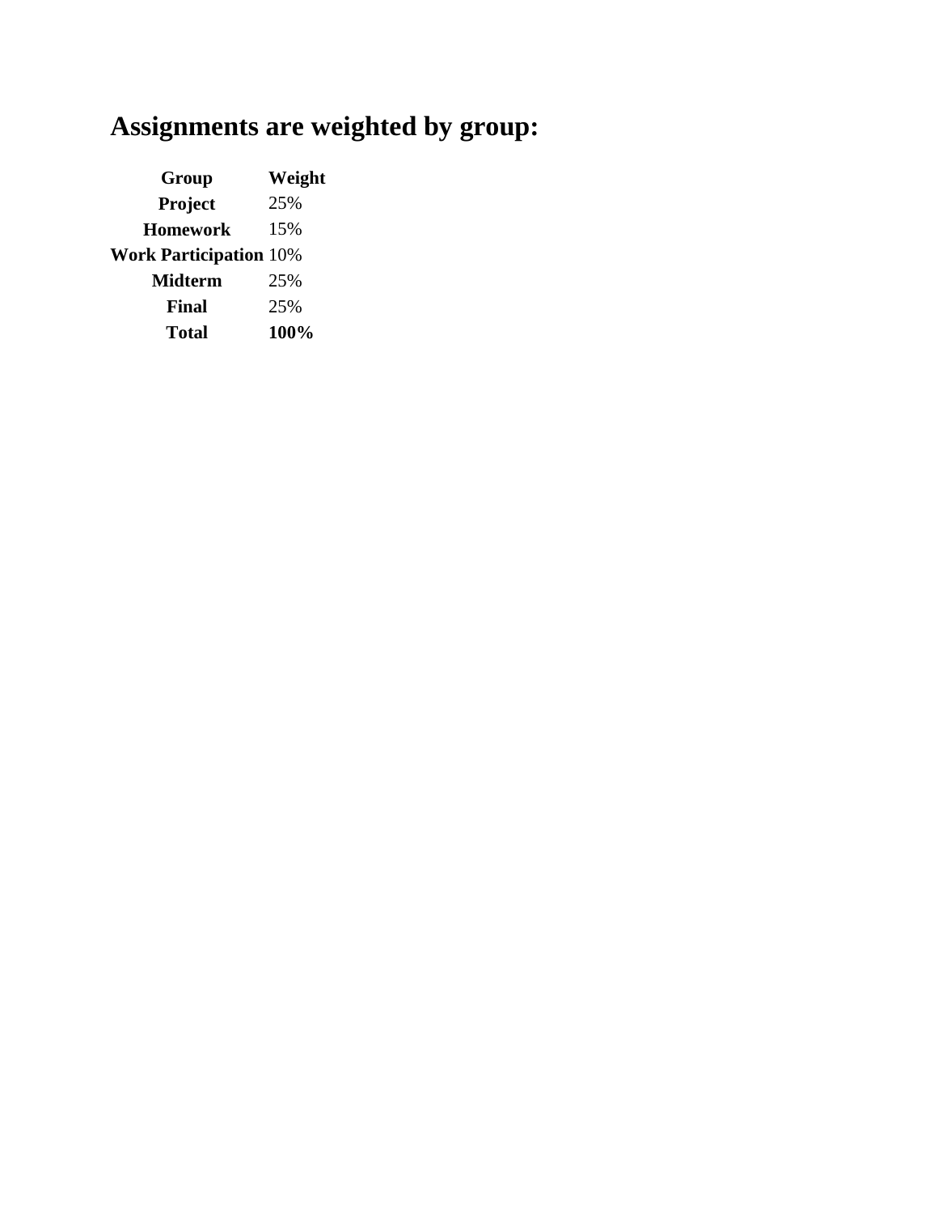## Assignments are weighted by group:

| Group | Weight |
|---|---|
| **Project** | 25% |
| **Homework** | 15% |
| **Work Participation** | 10% |
| **Midterm** | 25% |
| **Final** | 25% |
| **Total** | **100%** |